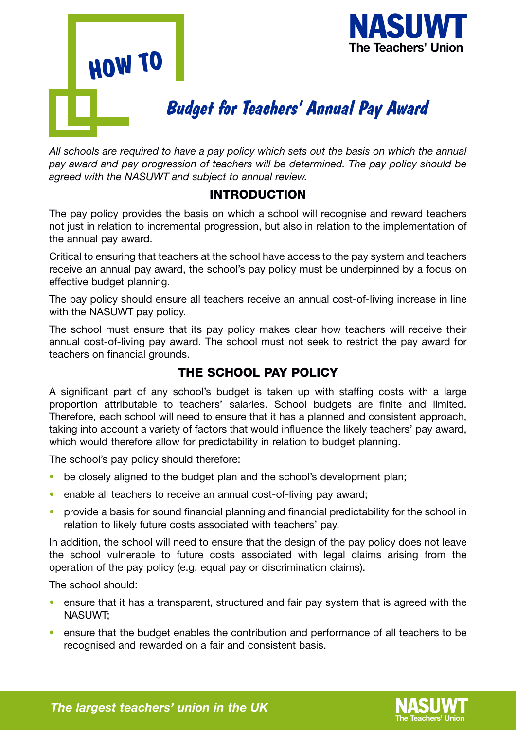# HOW TO

## Budget for Teachers' Annual Pay Award

*All schools are required to have a pay policy which sets out the basis on which the annual pay award and pay progression of teachers will be determined. The pay policy should be agreed with the NASUWT and subject to annual review.*

### INTRODUCTION

The pay policy provides the basis on which a school will recognise and reward teachers not just in relation to incremental progression, but also in relation to the implementation of the annual pay award.

Critical to ensuring that teachers at the school have access to the pay system and teachers receive an annual pay award, the school's pay policy must be underpinned by a focus on effective budget planning.

The pay policy should ensure all teachers receive an annual cost-of-living increase in line with the NASUWT pay policy.

The school must ensure that its pay policy makes clear how teachers will receive their annual cost-of-living pay award. The school must not seek to restrict the pay award for teachers on financial grounds.

### THE SCHOOL PAY POLICY

A significant part of any school's budget is taken up with staffing costs with a large proportion attributable to teachers' salaries. School budgets are finite and limited. Therefore, each school will need to ensure that it has a planned and consistent approach, taking into account a variety of factors that would influence the likely teachers' pay award, which would therefore allow for predictability in relation to budget planning.

The school's pay policy should therefore:

- be closely aligned to the budget plan and the school's development plan;
- enable all teachers to receive an annual cost-of-living pay award;
- provide a basis for sound financial planning and financial predictability for the school in relation to likely future costs associated with teachers' pay.

In addition, the school will need to ensure that the design of the pay policy does not leave the school vulnerable to future costs associated with legal claims arising from the operation of the pay policy (e.g. equal pay or discrimination claims).

The school should:

- ensure that it has a transparent, structured and fair pay system that is agreed with the NASUWT;
- ensure that the budget enables the contribution and performance of all teachers to be recognised and rewarded on a fair and consistent basis.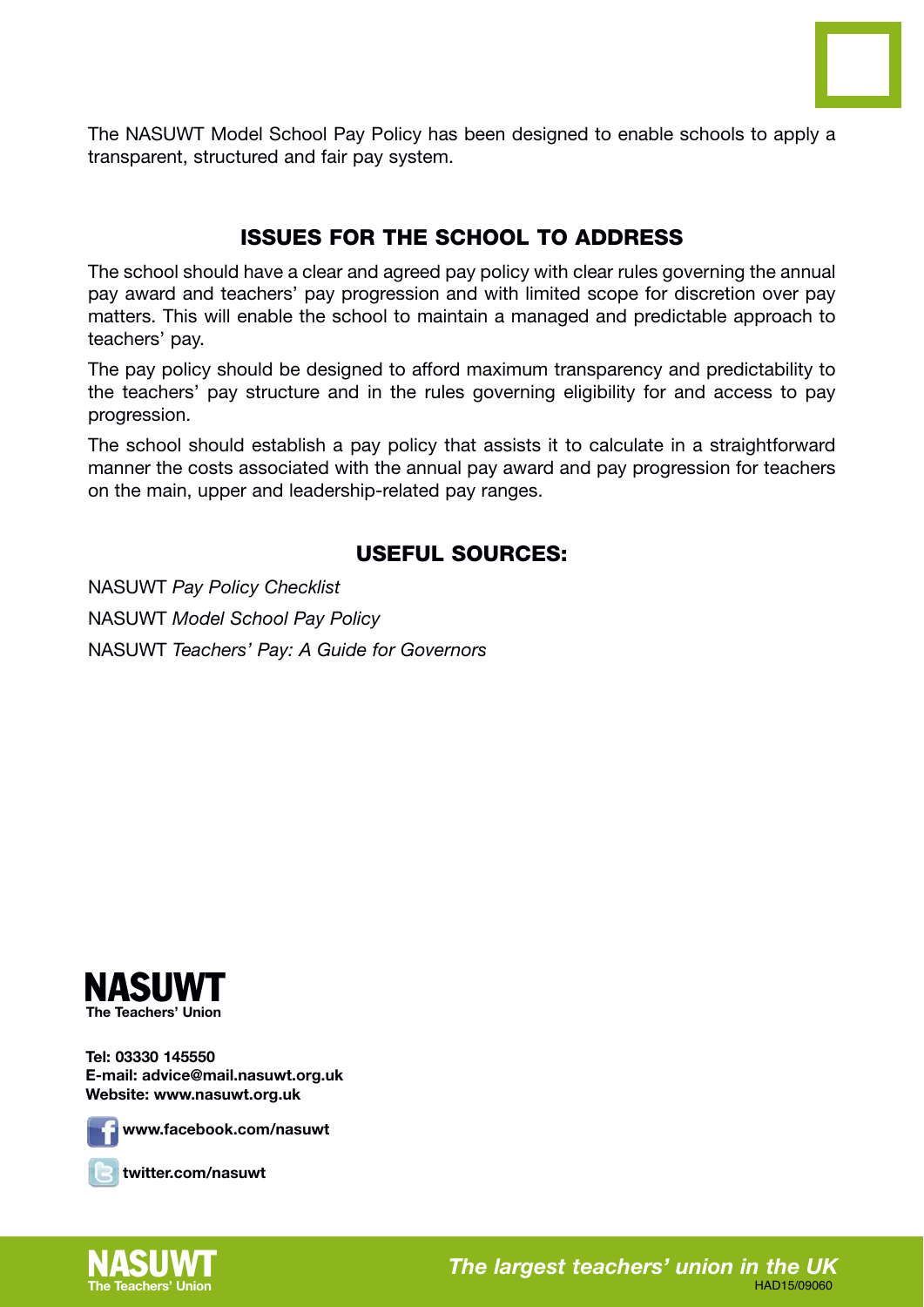The NASUWT Model School Pay Policy has been designed to enable schools to apply a transparent, structured and fair pay system.

## ISSUES FOR THE SCHOOL TO ADDRESS

The school should have a clear and agreed pay policy with clear rules governing the annual pay award and teachers' pay progression and with limited scope for discretion over pay matters. This will enable the school to maintain a managed and predictable approach to teachers' pay.

The pay policy should be designed to afford maximum transparency and predictability to the teachers' pay structure and in the rules governing eligibility for and access to pay progression.

The school should establish a pay policy that assists it to calculate in a straightforward manner the costs associated with the annual pay award and pay progression for teachers on the main, upper and leadership-related pay ranges.

## USEFUL SOURCES:

NASUWT *Pay Policy Checklist*

NASUWT *Model School Pay Policy*

NASUWT *Teachers' Pay: A Guide for Governors*

**NASUWT**
**The Teachers' Union**

**Tel: 03330 145550**
**E-mail: advice@mail.nasuwt.org.uk**
**Website: www.nasuwt.org.uk**

**www.facebook.com/nasuwt**

**twitter.com/nasuwt**

**NASUWT**
**The Teachers' Union**

***The largest teachers' union in the UK***

HAD15/09060